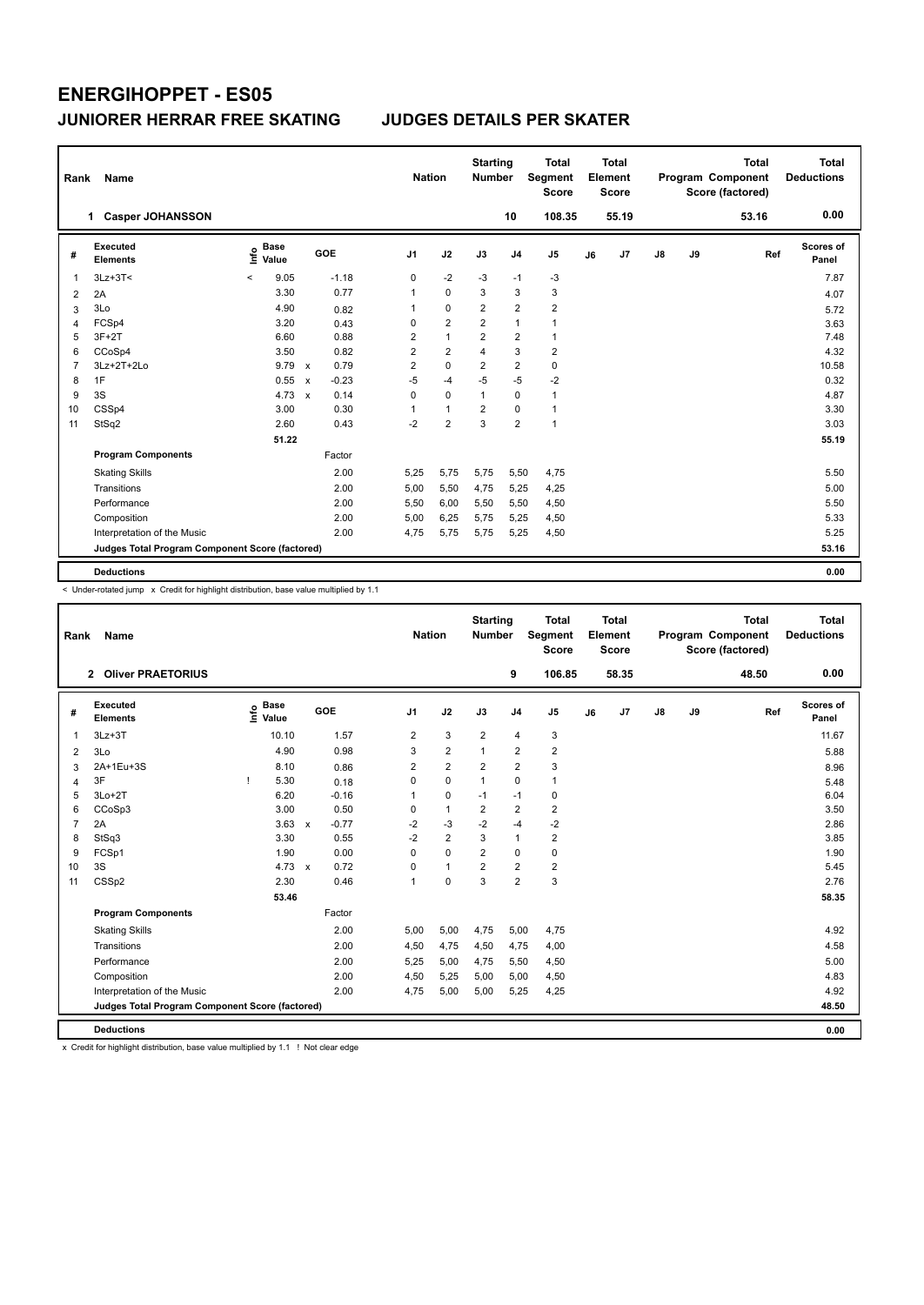# ENERGIHOPPET - ES05

## JUNIORER HERRAR FREE SKATING — JUDGES DETAILS PER SKATER

| Rank | Name | Nation | Starting Number | Total Segment Score | Total Element Score | Total Program Component Score (factored) | Total Deductions |
|---|---|---|---|---|---|---|---|
| 1 | Casper JOHANSSON | | 10 | 108.35 | 55.19 | 53.16 | 0.00 |

| # | Executed Elements | Info | Base Value | | GOE | J1 | J2 | J3 | J4 | J5 | J6 | J7 | J8 | J9 | Ref | Scores of Panel |
|---|---|---|---|---|---|---|---|---|---|---|---|---|---|---|---|---|
| 1 | 3Lz+3T< | < | 9.05 | | -1.18 | 0 | -2 | -3 | -1 | -3 | | | | | | 7.87 |
| 2 | 2A | | 3.30 | | 0.77 | 1 | 0 | 3 | 3 | 3 | | | | | | 4.07 |
| 3 | 3Lo | | 4.90 | | 0.82 | 1 | 0 | 2 | 2 | 2 | | | | | | 5.72 |
| 4 | FCSp4 | | 3.20 | | 0.43 | 0 | 2 | 2 | 1 | 1 | | | | | | 3.63 |
| 5 | 3F+2T | | 6.60 | | 0.88 | 2 | 1 | 2 | 2 | 1 | | | | | | 7.48 |
| 6 | CCoSp4 | | 3.50 | | 0.82 | 2 | 2 | 4 | 3 | 2 | | | | | | 4.32 |
| 7 | 3Lz+2T+2Lo | | 9.79 | x | 0.79 | 2 | 0 | 2 | 2 | 0 | | | | | | 10.58 |
| 8 | 1F | | 0.55 | x | -0.23 | -5 | -4 | -5 | -5 | -2 | | | | | | 0.32 |
| 9 | 3S | | 4.73 | x | 0.14 | 0 | 0 | 1 | 0 | 1 | | | | | | 4.87 |
| 10 | CSSp4 | | 3.00 | | 0.30 | 1 | 1 | 2 | 0 | 1 | | | | | | 3.30 |
| 11 | StSq2 | | 2.60 | | 0.43 | -2 | 2 | 3 | 2 | 1 | | | | | | 3.03 |
| | | | 51.22 | | | | | | | | | | | | | 55.19 |
| | **Program Components** | | | | Factor | | | | | | | | | | | |
| | Skating Skills | | | | 2.00 | 5,25 | 5,75 | 5,75 | 5,50 | 4,75 | | | | | | 5.50 |
| | Transitions | | | | 2.00 | 5,00 | 5,50 | 4,75 | 5,25 | 4,25 | | | | | | 5.00 |
| | Performance | | | | 2.00 | 5,50 | 6,00 | 5,50 | 5,50 | 4,50 | | | | | | 5.50 |
| | Composition | | | | 2.00 | 5,00 | 6,25 | 5,75 | 5,25 | 4,50 | | | | | | 5.33 |
| | Interpretation of the Music | | | | 2.00 | 4,75 | 5,75 | 5,75 | 5,25 | 4,50 | | | | | | 5.25 |
| | Judges Total Program Component Score (factored) | | | | | | | | | | | | | | | 53.16 |
| | **Deductions** | | | | | | | | | | | | | | | 0.00 |

< Under-rotated jump x Credit for highlight distribution, base value multiplied by 1.1

| Rank | Name | Nation | Starting Number | Total Segment Score | Total Element Score | Total Program Component Score (factored) | Total Deductions |
|---|---|---|---|---|---|---|---|
| 2 | Oliver PRAETORIUS | | 9 | 106.85 | 58.35 | 48.50 | 0.00 |

| # | Executed Elements | Info | Base Value | | GOE | J1 | J2 | J3 | J4 | J5 | J6 | J7 | J8 | J9 | Ref | Scores of Panel |
|---|---|---|---|---|---|---|---|---|---|---|---|---|---|---|---|---|
| 1 | 3Lz+3T | | 10.10 | | 1.57 | 2 | 3 | 2 | 4 | 3 | | | | | | 11.67 |
| 2 | 3Lo | | 4.90 | | 0.98 | 3 | 2 | 1 | 2 | 2 | | | | | | 5.88 |
| 3 | 2A+1Eu+3S | | 8.10 | | 0.86 | 2 | 2 | 2 | 2 | 3 | | | | | | 8.96 |
| 4 | 3F | ! | 5.30 | | 0.18 | 0 | 0 | 1 | 0 | 1 | | | | | | 5.48 |
| 5 | 3Lo+2T | | 6.20 | | -0.16 | 1 | 0 | -1 | -1 | 0 | | | | | | 6.04 |
| 6 | CCoSp3 | | 3.00 | | 0.50 | 0 | 1 | 2 | 2 | 2 | | | | | | 3.50 |
| 7 | 2A | | 3.63 | x | -0.77 | -2 | -3 | -2 | -4 | -2 | | | | | | 2.86 |
| 8 | StSq3 | | 3.30 | | 0.55 | -2 | 2 | 3 | 1 | 2 | | | | | | 3.85 |
| 9 | FCSp1 | | 1.90 | | 0.00 | 0 | 0 | 2 | 0 | 0 | | | | | | 1.90 |
| 10 | 3S | | 4.73 | x | 0.72 | 0 | 1 | 2 | 2 | 2 | | | | | | 5.45 |
| 11 | CSSp2 | | 2.30 | | 0.46 | 1 | 0 | 3 | 2 | 3 | | | | | | 2.76 |
| | | | 53.46 | | | | | | | | | | | | | 58.35 |
| | **Program Components** | | | | Factor | | | | | | | | | | | |
| | Skating Skills | | | | 2.00 | 5,00 | 5,00 | 4,75 | 5,00 | 4,75 | | | | | | 4.92 |
| | Transitions | | | | 2.00 | 4,50 | 4,75 | 4,50 | 4,75 | 4,00 | | | | | | 4.58 |
| | Performance | | | | 2.00 | 5,25 | 5,00 | 4,75 | 5,50 | 4,50 | | | | | | 5.00 |
| | Composition | | | | 2.00 | 4,50 | 5,25 | 5,00 | 5,00 | 4,50 | | | | | | 4.83 |
| | Interpretation of the Music | | | | 2.00 | 4,75 | 5,00 | 5,00 | 5,25 | 4,25 | | | | | | 4.92 |
| | Judges Total Program Component Score (factored) | | | | | | | | | | | | | | | 48.50 |
| | **Deductions** | | | | | | | | | | | | | | | 0.00 |

x Credit for highlight distribution, base value multiplied by 1.1 ! Not clear edge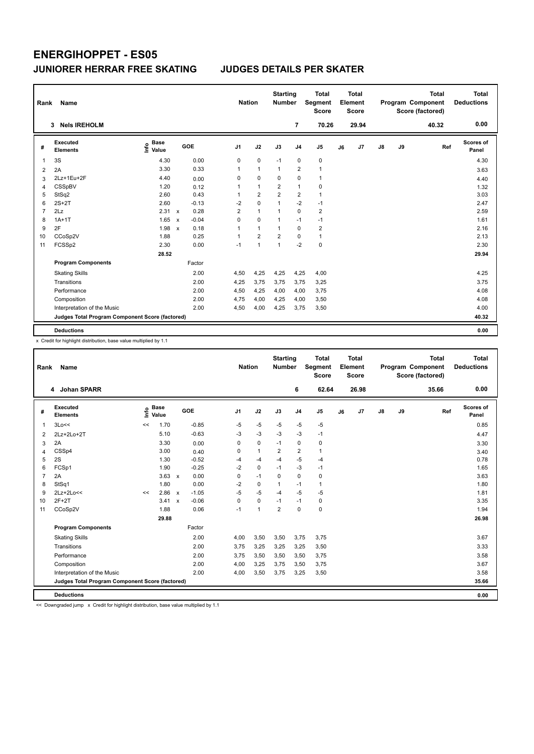# ENERGIHOPPET - ES05

## JUNIORER HERRAR FREE SKATING JUDGES DETAILS PER SKATER

| Rank | Name | Nation | Starting Number | Total Segment Score | Total Element Score | Total Program Component Score (factored) | Total Deductions |
|---|---|---|---|---|---|---|---|
| 3 | Nels IREHOLM | | 7 | 70.26 | 29.94 | 40.32 | 0.00 |

| # | Executed Elements | Info | Base Value | | GOE | J1 | J2 | J3 | J4 | J5 | J6 | J7 | J8 | J9 | Ref | Scores of Panel |
|---|---|---|---|---|---|---|---|---|---|---|---|---|---|---|---|---|
| 1 | 3S | | 4.30 | | 0.00 | 0 | 0 | -1 | 0 | 0 | | | | | | 4.30 |
| 2 | 2A | | 3.30 | | 0.33 | 1 | 1 | 1 | 2 | 1 | | | | | | 3.63 |
| 3 | 2Lz+1Eu+2F | | 4.40 | | 0.00 | 0 | 0 | 0 | 0 | 1 | | | | | | 4.40 |
| 4 | CSSpBV | | 1.20 | | 0.12 | 1 | 1 | 2 | 1 | 0 | | | | | | 1.32 |
| 5 | StSq2 | | 2.60 | | 0.43 | 1 | 2 | 2 | 2 | 1 | | | | | | 3.03 |
| 6 | 2S+2T | | 2.60 | | -0.13 | -2 | 0 | 1 | -2 | -1 | | | | | | 2.47 |
| 7 | 2Lz | | 2.31 | x | 0.28 | 2 | 1 | 1 | 0 | 2 | | | | | | 2.59 |
| 8 | 1A+1T | | 1.65 | x | -0.04 | 0 | 0 | 1 | -1 | -1 | | | | | | 1.61 |
| 9 | 2F | | 1.98 | x | 0.18 | 1 | 1 | 1 | 0 | 2 | | | | | | 2.16 |
| 10 | CCoSp2V | | 1.88 | | 0.25 | 1 | 2 | 2 | 0 | 1 | | | | | | 2.13 |
| 11 | FCSSp2 | | 2.30 | | 0.00 | -1 | 1 | 1 | -2 | 0 | | | | | | 2.30 |
| | | | 28.52 | | | | | | | | | | | | | 29.94 |
| | **Program Components** | | | | Factor | | | | | | | | | | | |
| | Skating Skills | | | | 2.00 | 4,50 | 4,25 | 4,25 | 4,25 | 4,00 | | | | | | 4.25 |
| | Transitions | | | | 2.00 | 4,25 | 3,75 | 3,75 | 3,75 | 3,25 | | | | | | 3.75 |
| | Performance | | | | 2.00 | 4,50 | 4,25 | 4,00 | 4,00 | 3,75 | | | | | | 4.08 |
| | Composition | | | | 2.00 | 4,75 | 4,00 | 4,25 | 4,00 | 3,50 | | | | | | 4.08 |
| | Interpretation of the Music | | | | 2.00 | 4,50 | 4,00 | 4,25 | 3,75 | 3,50 | | | | | | 4.00 |
| | **Judges Total Program Component Score (factored)** | | | | | | | | | | | | | | | 40.32 |
| | **Deductions** | | | | | | | | | | | | | | | 0.00 |

x Credit for highlight distribution, base value multiplied by 1.1

| Rank | Name | Nation | Starting Number | Total Segment Score | Total Element Score | Total Program Component Score (factored) | Total Deductions |
|---|---|---|---|---|---|---|---|
| 4 | Johan SPARR | | 6 | 62.64 | 26.98 | 35.66 | 0.00 |

| # | Executed Elements | Info | Base Value | | GOE | J1 | J2 | J3 | J4 | J5 | J6 | J7 | J8 | J9 | Ref | Scores of Panel |
|---|---|---|---|---|---|---|---|---|---|---|---|---|---|---|---|---|
| 1 | 3Lo<< | << | 1.70 | | -0.85 | -5 | -5 | -5 | -5 | -5 | | | | | | 0.85 |
| 2 | 2Lz+2Lo+2T | | 5.10 | | -0.63 | -3 | -3 | -3 | -3 | -1 | | | | | | 4.47 |
| 3 | 2A | | 3.30 | | 0.00 | 0 | 0 | -1 | 0 | 0 | | | | | | 3.30 |
| 4 | CSSp4 | | 3.00 | | 0.40 | 0 | 1 | 2 | 2 | 1 | | | | | | 3.40 |
| 5 | 2S | | 1.30 | | -0.52 | -4 | -4 | -4 | -5 | -4 | | | | | | 0.78 |
| 6 | FCSp1 | | 1.90 | | -0.25 | -2 | 0 | -1 | -3 | -1 | | | | | | 1.65 |
| 7 | 2A | | 3.63 | x | 0.00 | 0 | -1 | 0 | 0 | 0 | | | | | | 3.63 |
| 8 | StSq1 | | 1.80 | | 0.00 | -2 | 0 | 1 | -1 | 1 | | | | | | 1.80 |
| 9 | 2Lz+2Lo<< | << | 2.86 | x | -1.05 | -5 | -5 | -4 | -5 | -5 | | | | | | 1.81 |
| 10 | 2F+2T | | 3.41 | x | -0.06 | 0 | 0 | -1 | -1 | 0 | | | | | | 3.35 |
| 11 | CCoSp2V | | 1.88 | | 0.06 | -1 | 1 | 2 | 0 | 0 | | | | | | 1.94 |
| | | | 29.88 | | | | | | | | | | | | | 26.98 |
| | **Program Components** | | | | Factor | | | | | | | | | | | |
| | Skating Skills | | | | 2.00 | 4,00 | 3,50 | 3,50 | 3,75 | 3,75 | | | | | | 3.67 |
| | Transitions | | | | 2.00 | 3,75 | 3,25 | 3,25 | 3,25 | 3,50 | | | | | | 3.33 |
| | Performance | | | | 2.00 | 3,75 | 3,50 | 3,50 | 3,50 | 3,75 | | | | | | 3.58 |
| | Composition | | | | 2.00 | 4,00 | 3,25 | 3,75 | 3,50 | 3,75 | | | | | | 3.67 |
| | Interpretation of the Music | | | | 2.00 | 4,00 | 3,50 | 3,75 | 3,25 | 3,50 | | | | | | 3.58 |
| | **Judges Total Program Component Score (factored)** | | | | | | | | | | | | | | | 35.66 |
| | **Deductions** | | | | | | | | | | | | | | | 0.00 |

<< Downgraded jump x Credit for highlight distribution, base value multiplied by 1.1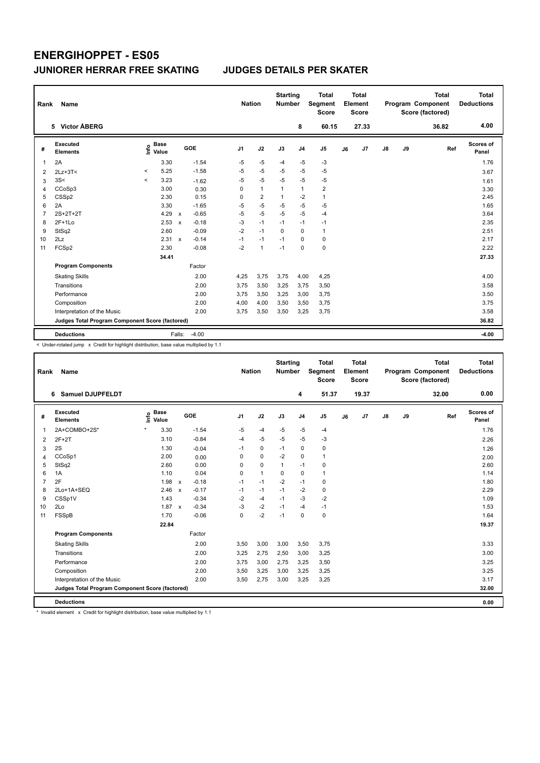# ENERGIHOPPET - ES05

## JUNIORER HERRAR FREE SKATING JUDGES DETAILS PER SKATER

| Rank | Name | Nation | Starting Number | Total Segment Score | Total Element Score | Total Program Component Score (factored) | Total Deductions |
|---|---|---|---|---|---|---|---|
| 5 | Victor ÅBERG | | 8 | 60.15 | 27.33 | 36.82 | 4.00 |

| # | Executed Elements | Info | Base Value | | GOE | J1 | J2 | J3 | J4 | J5 | J6 | J7 | J8 | J9 | Ref | Scores of Panel |
|---|---|---|---|---|---|---|---|---|---|---|---|---|---|---|---|---|
| 1 | 2A | | 3.30 | | -1.54 | -5 | -5 | -4 | -5 | -3 | | | | | | 1.76 |
| 2 | 2Lz+3T< | < | 5.25 | | -1.58 | -5 | -5 | -5 | -5 | -5 | | | | | | 3.67 |
| 3 | 3S< | < | 3.23 | | -1.62 | -5 | -5 | -5 | -5 | -5 | | | | | | 1.61 |
| 4 | CCoSp3 | | 3.00 | | 0.30 | 0 | 1 | 1 | 1 | 2 | | | | | | 3.30 |
| 5 | CSSp2 | | 2.30 | | 0.15 | 0 | 2 | 1 | -2 | 1 | | | | | | 2.45 |
| 6 | 2A | | 3.30 | | -1.65 | -5 | -5 | -5 | -5 | -5 | | | | | | 1.65 |
| 7 | 2S+2T+2T | | 4.29 | x | -0.65 | -5 | -5 | -5 | -5 | -4 | | | | | | 3.64 |
| 8 | 2F+1Lo | | 2.53 | x | -0.18 | -3 | -1 | -1 | -1 | -1 | | | | | | 2.35 |
| 9 | StSq2 | | 2.60 | | -0.09 | -2 | -1 | 0 | 0 | 1 | | | | | | 2.51 |
| 10 | 2Lz | | 2.31 | x | -0.14 | -1 | -1 | -1 | 0 | 0 | | | | | | 2.17 |
| 11 | FCSp2 | | 2.30 | | -0.08 | -2 | 1 | -1 | 0 | 0 | | | | | | 2.22 |
| | | | 34.41 | | | | | | | | | | | | | 27.33 |
| | **Program Components** | | | | Factor | | | | | | | | | | | |
| | Skating Skills | | | | 2.00 | 4,25 | 3,75 | 3,75 | 4,00 | 4,25 | | | | | | 4.00 |
| | Transitions | | | | 2.00 | 3,75 | 3,50 | 3,25 | 3,75 | 3,50 | | | | | | 3.58 |
| | Performance | | | | 2.00 | 3,75 | 3,50 | 3,25 | 3,00 | 3,75 | | | | | | 3.50 |
| | Composition | | | | 2.00 | 4,00 | 4,00 | 3,50 | 3,50 | 3,75 | | | | | | 3.75 |
| | Interpretation of the Music | | | | 2.00 | 3,75 | 3,50 | 3,50 | 3,25 | 3,75 | | | | | | 3.58 |
| | **Judges Total Program Component Score (factored)** | | | | | | | | | | | | | | | 36.82 |
| | **Deductions** | | | Falls: | -4.00 | | | | | | | | | | | -4.00 |

< Under-rotated jump x Credit for highlight distribution, base value multiplied by 1.1

| Rank | Name | Nation | Starting Number | Total Segment Score | Total Element Score | Total Program Component Score (factored) | Total Deductions |
|---|---|---|---|---|---|---|---|
| 6 | Samuel DJUPFELDT | | 4 | 51.37 | 19.37 | 32.00 | 0.00 |

| # | Executed Elements | Info | Base Value | | GOE | J1 | J2 | J3 | J4 | J5 | J6 | J7 | J8 | J9 | Ref | Scores of Panel |
|---|---|---|---|---|---|---|---|---|---|---|---|---|---|---|---|---|
| 1 | 2A+COMBO+2S* | * | 3.30 | | -1.54 | -5 | -4 | -5 | -5 | -4 | | | | | | 1.76 |
| 2 | 2F+2T | | 3.10 | | -0.84 | -4 | -5 | -5 | -5 | -3 | | | | | | 2.26 |
| 3 | 2S | | 1.30 | | -0.04 | -1 | 0 | -1 | 0 | 0 | | | | | | 1.26 |
| 4 | CCoSp1 | | 2.00 | | 0.00 | 0 | 0 | -2 | 0 | 1 | | | | | | 2.00 |
| 5 | StSq2 | | 2.60 | | 0.00 | 0 | 0 | 1 | -1 | 0 | | | | | | 2.60 |
| 6 | 1A | | 1.10 | | 0.04 | 0 | 1 | 0 | 0 | 1 | | | | | | 1.14 |
| 7 | 2F | | 1.98 | x | -0.18 | -1 | -1 | -2 | -1 | 0 | | | | | | 1.80 |
| 8 | 2Lo+1A+SEQ | | 2.46 | x | -0.17 | -1 | -1 | -1 | -2 | 0 | | | | | | 2.29 |
| 9 | CSSp1V | | 1.43 | | -0.34 | -2 | -4 | -1 | -3 | -2 | | | | | | 1.09 |
| 10 | 2Lo | | 1.87 | x | -0.34 | -3 | -2 | -1 | -4 | -1 | | | | | | 1.53 |
| 11 | FSSpB | | 1.70 | | -0.06 | 0 | -2 | -1 | 0 | 0 | | | | | | 1.64 |
| | | | 22.84 | | | | | | | | | | | | | 19.37 |
| | **Program Components** | | | | Factor | | | | | | | | | | | |
| | Skating Skills | | | | 2.00 | 3,50 | 3,00 | 3,00 | 3,50 | 3,75 | | | | | | 3.33 |
| | Transitions | | | | 2.00 | 3,25 | 2,75 | 2,50 | 3,00 | 3,25 | | | | | | 3.00 |
| | Performance | | | | 2.00 | 3,75 | 3,00 | 2,75 | 3,25 | 3,50 | | | | | | 3.25 |
| | Composition | | | | 2.00 | 3,50 | 3,25 | 3,00 | 3,25 | 3,25 | | | | | | 3.25 |
| | Interpretation of the Music | | | | 2.00 | 3,50 | 2,75 | 3,00 | 3,25 | 3,25 | | | | | | 3.17 |
| | **Judges Total Program Component Score (factored)** | | | | | | | | | | | | | | | 32.00 |
| | **Deductions** | | | | | | | | | | | | | | | 0.00 |

\* Invalid element x Credit for highlight distribution, base value multiplied by 1.1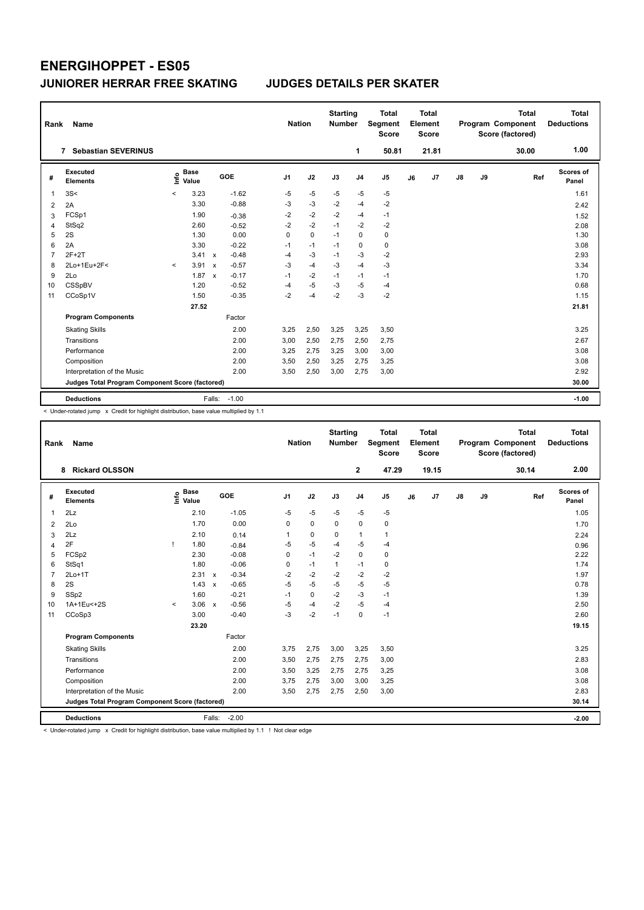# ENERGIHOPPET - ES05

## JUNIORER HERRAR FREE SKATING JUDGES DETAILS PER SKATER

| Rank | Name | Nation | Starting Number | Total Segment Score | Total Element Score | Total Program Component Score (factored) | Total Deductions |
|---|---|---|---|---|---|---|---|
| 7 | Sebastian SEVERINUS | | 1 | 50.81 | 21.81 | 30.00 | 1.00 |

| # | Executed Elements | Info | Base Value | | GOE | J1 | J2 | J3 | J4 | J5 | J6 | J7 | J8 | J9 | Ref | Scores of Panel |
|---|---|---|---|---|---|---|---|---|---|---|---|---|---|---|---|---|
| 1 | 3S< | < | 3.23 | | -1.62 | -5 | -5 | -5 | -5 | -5 | | | | | | 1.61 |
| 2 | 2A | | 3.30 | | -0.88 | -3 | -3 | -2 | -4 | -2 | | | | | | 2.42 |
| 3 | FCSp1 | | 1.90 | | -0.38 | -2 | -2 | -2 | -4 | -1 | | | | | | 1.52 |
| 4 | StSq2 | | 2.60 | | -0.52 | -2 | -2 | -1 | -2 | -2 | | | | | | 2.08 |
| 5 | 2S | | 1.30 | | 0.00 | 0 | 0 | -1 | 0 | 0 | | | | | | 1.30 |
| 6 | 2A | | 3.30 | | -0.22 | -1 | -1 | -1 | 0 | 0 | | | | | | 3.08 |
| 7 | 2F+2T | | 3.41 | x | -0.48 | -4 | -3 | -1 | -3 | -2 | | | | | | 2.93 |
| 8 | 2Lo+1Eu+2F< | < | 3.91 | x | -0.57 | -3 | -4 | -3 | -4 | -3 | | | | | | 3.34 |
| 9 | 2Lo | | 1.87 | x | -0.17 | -1 | -2 | -1 | -1 | -1 | | | | | | 1.70 |
| 10 | CSSpBV | | 1.20 | | -0.52 | -4 | -5 | -3 | -5 | -4 | | | | | | 0.68 |
| 11 | CCoSp1V | | 1.50 | | -0.35 | -2 | -4 | -2 | -3 | -2 | | | | | | 1.15 |
| | | | 27.52 | | | | | | | | | | | | | 21.81 |
| | **Program Components** | | | | Factor | | | | | | | | | | | |
| | Skating Skills | | | | 2.00 | 3,25 | 2,50 | 3,25 | 3,25 | 3,50 | | | | | | 3.25 |
| | Transitions | | | | 2.00 | 3,00 | 2,50 | 2,75 | 2,50 | 2,75 | | | | | | 2.67 |
| | Performance | | | | 2.00 | 3,25 | 2,75 | 3,25 | 3,00 | 3,00 | | | | | | 3.08 |
| | Composition | | | | 2.00 | 3,50 | 2,50 | 3,25 | 2,75 | 3,25 | | | | | | 3.08 |
| | Interpretation of the Music | | | | 2.00 | 3,50 | 2,50 | 3,00 | 2,75 | 3,00 | | | | | | 2.92 |
| | **Judges Total Program Component Score (factored)** | | | | | | | | | | | | | | | 30.00 |
| | **Deductions** | | | Falls: | -1.00 | | | | | | | | | | | -1.00 |

< Under-rotated jump x Credit for highlight distribution, base value multiplied by 1.1

| Rank | Name | Nation | Starting Number | Total Segment Score | Total Element Score | Total Program Component Score (factored) | Total Deductions |
|---|---|---|---|---|---|---|---|
| 8 | Rickard OLSSON | | 2 | 47.29 | 19.15 | 30.14 | 2.00 |

| # | Executed Elements | Info | Base Value | | GOE | J1 | J2 | J3 | J4 | J5 | J6 | J7 | J8 | J9 | Ref | Scores of Panel |
|---|---|---|---|---|---|---|---|---|---|---|---|---|---|---|---|---|
| 1 | 2Lz | | 2.10 | | -1.05 | -5 | -5 | -5 | -5 | -5 | | | | | | 1.05 |
| 2 | 2Lo | | 1.70 | | 0.00 | 0 | 0 | 0 | 0 | 0 | | | | | | 1.70 |
| 3 | 2Lz | | 2.10 | | 0.14 | 1 | 0 | 0 | 1 | 1 | | | | | | 2.24 |
| 4 | 2F | ! | 1.80 | | -0.84 | -5 | -5 | -4 | -5 | -4 | | | | | | 0.96 |
| 5 | FCSp2 | | 2.30 | | -0.08 | 0 | -1 | -2 | 0 | 0 | | | | | | 2.22 |
| 6 | StSq1 | | 1.80 | | -0.06 | 0 | -1 | 1 | -1 | 0 | | | | | | 1.74 |
| 7 | 2Lo+1T | | 2.31 | x | -0.34 | -2 | -2 | -2 | -2 | -2 | | | | | | 1.97 |
| 8 | 2S | | 1.43 | x | -0.65 | -5 | -5 | -5 | -5 | -5 | | | | | | 0.78 |
| 9 | SSp2 | | 1.60 | | -0.21 | -1 | 0 | -2 | -3 | -1 | | | | | | 1.39 |
| 10 | 1A+1Eu<+2S | < | 3.06 | x | -0.56 | -5 | -4 | -2 | -5 | -4 | | | | | | 2.50 |
| 11 | CCoSp3 | | 3.00 | | -0.40 | -3 | -2 | -1 | 0 | -1 | | | | | | 2.60 |
| | | | 23.20 | | | | | | | | | | | | | 19.15 |
| | **Program Components** | | | | Factor | | | | | | | | | | | |
| | Skating Skills | | | | 2.00 | 3,75 | 2,75 | 3,00 | 3,25 | 3,50 | | | | | | 3.25 |
| | Transitions | | | | 2.00 | 3,50 | 2,75 | 2,75 | 2,75 | 3,00 | | | | | | 2.83 |
| | Performance | | | | 2.00 | 3,50 | 3,25 | 2,75 | 2,75 | 3,25 | | | | | | 3.08 |
| | Composition | | | | 2.00 | 3,75 | 2,75 | 3,00 | 3,00 | 3,25 | | | | | | 3.08 |
| | Interpretation of the Music | | | | 2.00 | 3,50 | 2,75 | 2,75 | 2,50 | 3,00 | | | | | | 2.83 |
| | **Judges Total Program Component Score (factored)** | | | | | | | | | | | | | | | 30.14 |
| | **Deductions** | | | Falls: | -2.00 | | | | | | | | | | | -2.00 |

< Under-rotated jump x Credit for highlight distribution, base value multiplied by 1.1 ! Not clear edge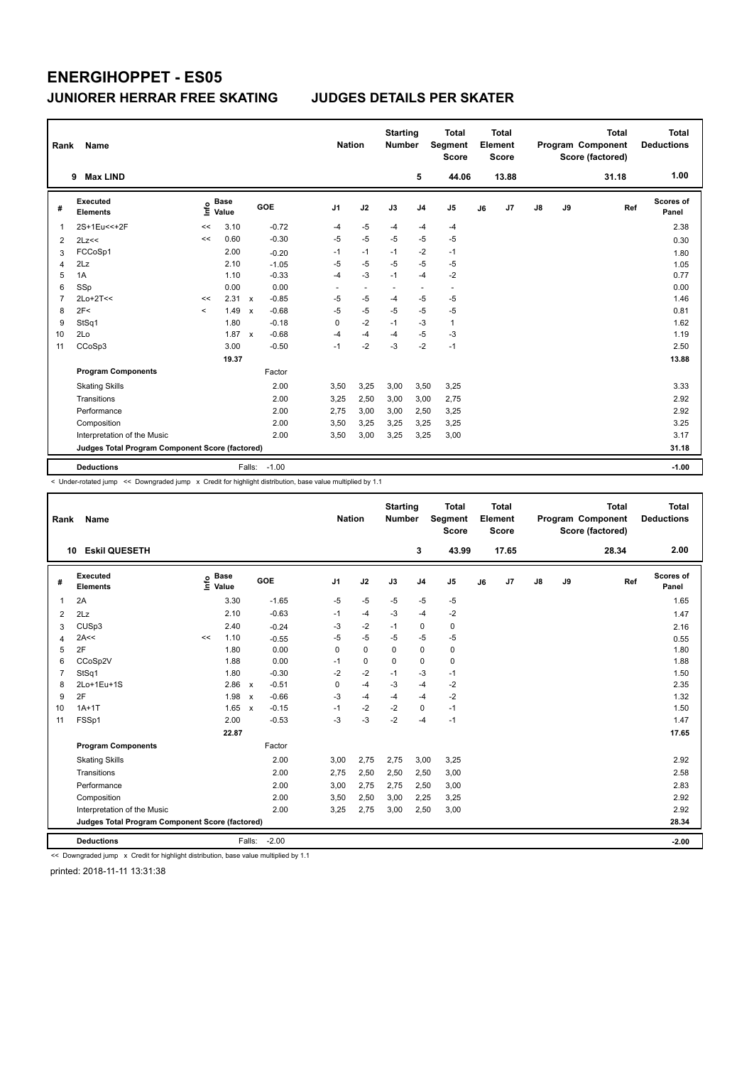# ENERGIHOPPET - ES05

## JUNIORER HERRAR FREE SKATING — JUDGES DETAILS PER SKATER

| Rank | Name | Nation | Starting Number | Total Segment Score | Total Element Score | Total Program Component Score (factored) | Total Deductions |
|---|---|---|---|---|---|---|---|
| 9 | Max LIND | | 5 | 44.06 | 13.88 | 31.18 | 1.00 |

| # | Executed Elements | Info | Base Value | | GOE | J1 | J2 | J3 | J4 | J5 | J6 | J7 | J8 | J9 | Ref | Scores of Panel |
|---|---|---|---|---|---|---|---|---|---|---|---|---|---|---|---|---|
| 1 | 2S+1Eu<<+2F | << | 3.10 | | -0.72 | -4 | -5 | -4 | -4 | -4 | | | | | | 2.38 |
| 2 | 2Lz<< | << | 0.60 | | -0.30 | -5 | -5 | -5 | -5 | -5 | | | | | | 0.30 |
| 3 | FCCoSp1 | | 2.00 | | -0.20 | -1 | -1 | -1 | -2 | -1 | | | | | | 1.80 |
| 4 | 2Lz | | 2.10 | | -1.05 | -5 | -5 | -5 | -5 | -5 | | | | | | 1.05 |
| 5 | 1A | | 1.10 | | -0.33 | -4 | -3 | -1 | -4 | -2 | | | | | | 0.77 |
| 6 | SSp | | 0.00 | | 0.00 | - | - | - | - | - | | | | | | 0.00 |
| 7 | 2Lo+2T<< | << | 2.31 | x | -0.85 | -5 | -5 | -4 | -5 | -5 | | | | | | 1.46 |
| 8 | 2F< | < | 1.49 | x | -0.68 | -5 | -5 | -5 | -5 | -5 | | | | | | 0.81 |
| 9 | StSq1 | | 1.80 | | -0.18 | 0 | -2 | -1 | -3 | 1 | | | | | | 1.62 |
| 10 | 2Lo | | 1.87 | x | -0.68 | -4 | -4 | -4 | -5 | -3 | | | | | | 1.19 |
| 11 | CCoSp3 | | 3.00 | | -0.50 | -1 | -2 | -3 | -2 | -1 | | | | | | 2.50 |
| | | | 19.37 | | | | | | | | | | | | | 13.88 |
| | **Program Components** | | | | Factor | | | | | | | | | | | |
| | Skating Skills | | | | 2.00 | 3,50 | 3,25 | 3,00 | 3,50 | 3,25 | | | | | | 3.33 |
| | Transitions | | | | 2.00 | 3,25 | 2,50 | 3,00 | 3,00 | 2,75 | | | | | | 2.92 |
| | Performance | | | | 2.00 | 2,75 | 3,00 | 3,00 | 2,50 | 3,25 | | | | | | 2.92 |
| | Composition | | | | 2.00 | 3,50 | 3,25 | 3,25 | 3,25 | 3,25 | | | | | | 3.25 |
| | Interpretation of the Music | | | | 2.00 | 3,50 | 3,00 | 3,25 | 3,25 | 3,00 | | | | | | 3.17 |
| | **Judges Total Program Component Score (factored)** | | | | | | | | | | | | | | | 31.18 |
| | **Deductions** | | | Falls: | -1.00 | | | | | | | | | | | -1.00 |

< Under-rotated jump << Downgraded jump x Credit for highlight distribution, base value multiplied by 1.1

| Rank | Name | Nation | Starting Number | Total Segment Score | Total Element Score | Total Program Component Score (factored) | Total Deductions |
|---|---|---|---|---|---|---|---|
| 10 | Eskil QUESETH | | 3 | 43.99 | 17.65 | 28.34 | 2.00 |

| # | Executed Elements | Info | Base Value | | GOE | J1 | J2 | J3 | J4 | J5 | J6 | J7 | J8 | J9 | Ref | Scores of Panel |
|---|---|---|---|---|---|---|---|---|---|---|---|---|---|---|---|---|
| 1 | 2A | | 3.30 | | -1.65 | -5 | -5 | -5 | -5 | -5 | | | | | | 1.65 |
| 2 | 2Lz | | 2.10 | | -0.63 | -1 | -4 | -3 | -4 | -2 | | | | | | 1.47 |
| 3 | CUSp3 | | 2.40 | | -0.24 | -3 | -2 | -1 | 0 | 0 | | | | | | 2.16 |
| 4 | 2A<< | << | 1.10 | | -0.55 | -5 | -5 | -5 | -5 | -5 | | | | | | 0.55 |
| 5 | 2F | | 1.80 | | 0.00 | 0 | 0 | 0 | 0 | 0 | | | | | | 1.80 |
| 6 | CCoSp2V | | 1.88 | | 0.00 | -1 | 0 | 0 | 0 | 0 | | | | | | 1.88 |
| 7 | StSq1 | | 1.80 | | -0.30 | -2 | -2 | -1 | -3 | -1 | | | | | | 1.50 |
| 8 | 2Lo+1Eu+1S | | 2.86 | x | -0.51 | 0 | -4 | -3 | -4 | -2 | | | | | | 2.35 |
| 9 | 2F | | 1.98 | x | -0.66 | -3 | -4 | -4 | -4 | -2 | | | | | | 1.32 |
| 10 | 1A+1T | | 1.65 | x | -0.15 | -1 | -2 | -2 | 0 | -1 | | | | | | 1.50 |
| 11 | FSSp1 | | 2.00 | | -0.53 | -3 | -3 | -2 | -4 | -1 | | | | | | 1.47 |
| | | | 22.87 | | | | | | | | | | | | | 17.65 |
| | **Program Components** | | | | Factor | | | | | | | | | | | |
| | Skating Skills | | | | 2.00 | 3,00 | 2,75 | 2,75 | 3,00 | 3,25 | | | | | | 2.92 |
| | Transitions | | | | 2.00 | 2,75 | 2,50 | 2,50 | 2,50 | 3,00 | | | | | | 2.58 |
| | Performance | | | | 2.00 | 3,00 | 2,75 | 2,75 | 2,50 | 3,00 | | | | | | 2.83 |
| | Composition | | | | 2.00 | 3,50 | 2,50 | 3,00 | 2,25 | 3,25 | | | | | | 2.92 |
| | Interpretation of the Music | | | | 2.00 | 3,25 | 2,75 | 3,00 | 2,50 | 3,00 | | | | | | 2.92 |
| | **Judges Total Program Component Score (factored)** | | | | | | | | | | | | | | | 28.34 |
| | **Deductions** | | | Falls: | -2.00 | | | | | | | | | | | -2.00 |

<< Downgraded jump x Credit for highlight distribution, base value multiplied by 1.1

printed: 2018-11-11 13:31:38